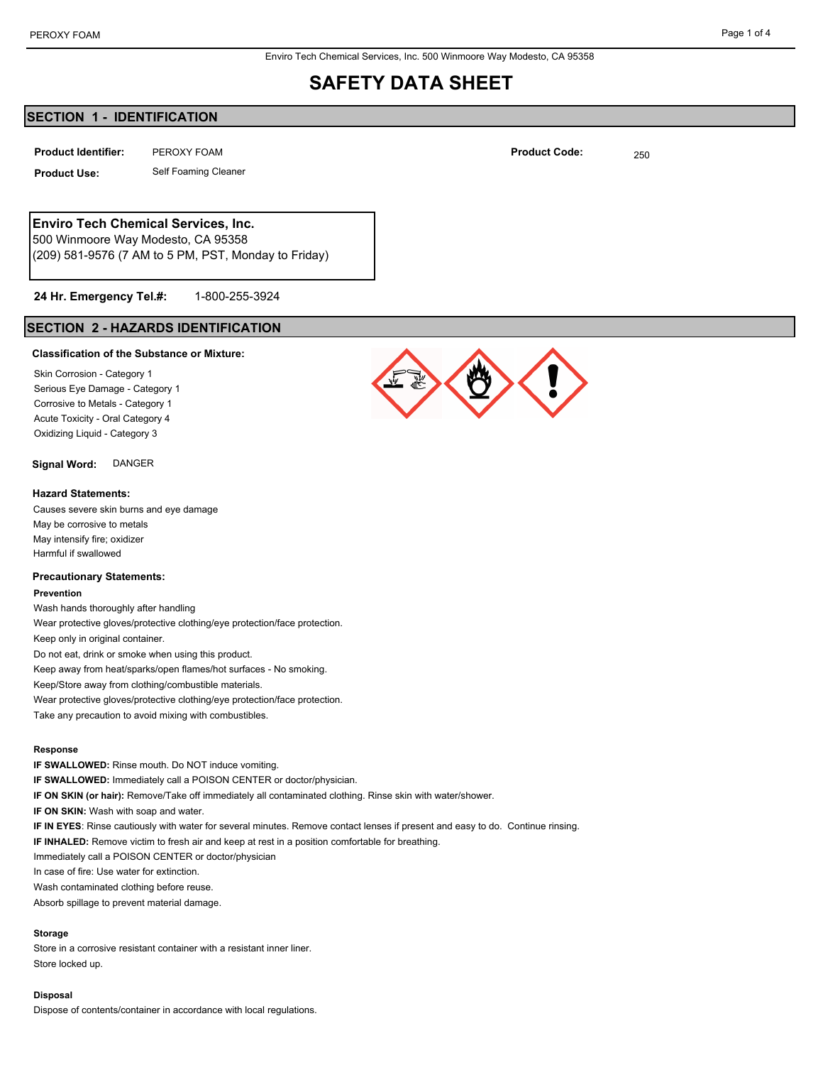Enviro Tech Chemical Services, Inc. 500 Winmoore Way Modesto, CA 95358

# SAFETY DATA SHEET

## SECTION 1 - IDENTIFICATION

**Product Identifier:** PEROXY FOAM

**Product Code:** 250

**Product Use:** Self Foaming Cleaner

**Enviro Tech Chemical Services, Inc.**
500 Winmoore Way Modesto, CA 95358
(209) 581-9576 (7 AM to 5 PM, PST, Monday to Friday)

**24 Hr. Emergency Tel.#:** 1-800-255-3924

## SECTION 2 - HAZARDS IDENTIFICATION

**Classification of the Substance or Mixture:**

Skin Corrosion - Category 1
Serious Eye Damage - Category 1
Corrosive to Metals - Category 1
Acute Toxicity - Oral Category 4
Oxidizing Liquid - Category 3

**Signal Word:** DANGER

**Hazard Statements:**

Causes severe skin burns and eye damage
May be corrosive to metals
May intensify fire; oxidizer
Harmful if swallowed

**Precautionary Statements:**

**Prevention**

Wash hands thoroughly after handling
Wear protective gloves/protective clothing/eye protection/face protection.
Keep only in original container.
Do not eat, drink or smoke when using this product.
Keep away from heat/sparks/open flames/hot surfaces - No smoking.
Keep/Store away from clothing/combustible materials.
Wear protective gloves/protective clothing/eye protection/face protection.
Take any precaution to avoid mixing with combustibles.

**Response**

**IF SWALLOWED:** Rinse mouth. Do NOT induce vomiting.
**IF SWALLOWED:** Immediately call a POISON CENTER or doctor/physician.
**IF ON SKIN (or hair):** Remove/Take off immediately all contaminated clothing. Rinse skin with water/shower.
**IF ON SKIN:** Wash with soap and water.
**IF IN EYES**: Rinse cautiously with water for several minutes. Remove contact lenses if present and easy to do. Continue rinsing.
**IF INHALED:** Remove victim to fresh air and keep at rest in a position comfortable for breathing.
Immediately call a POISON CENTER or doctor/physician
In case of fire: Use water for extinction.
Wash contaminated clothing before reuse.
Absorb spillage to prevent material damage.

**Storage**

Store in a corrosive resistant container with a resistant inner liner.
Store locked up.

**Disposal**

Dispose of contents/container in accordance with local regulations.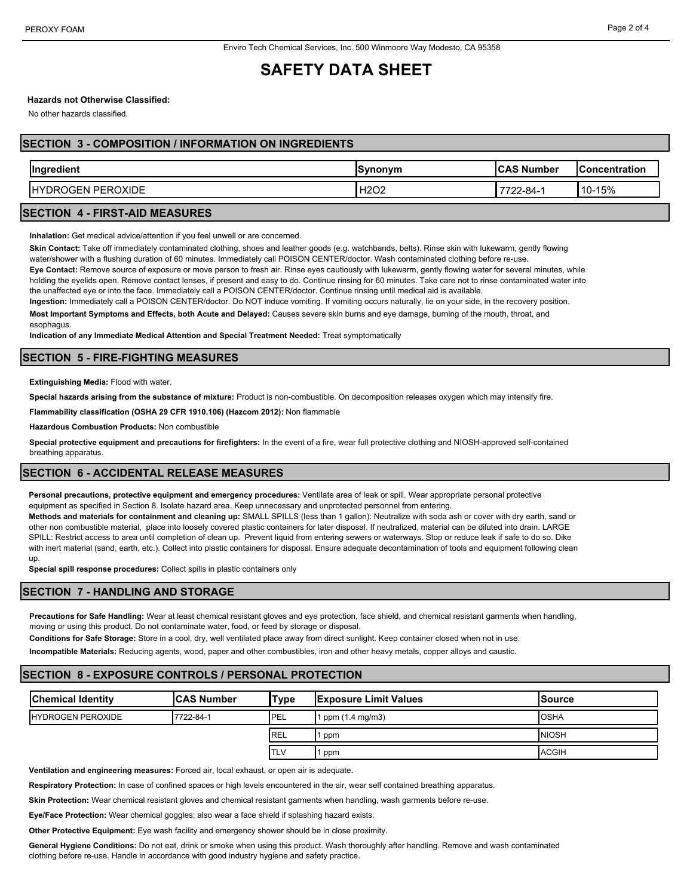Enviro Tech Chemical Services, Inc. 500 Winmoore Way Modesto, CA 95358

# SAFETY DATA SHEET

**Hazards not Otherwise Classified:**

No other hazards classified.

## SECTION 3 - COMPOSITION / INFORMATION ON INGREDIENTS

| Ingredient | Synonym | CAS Number | Concentration |
|---|---|---|---|
| HYDROGEN PEROXIDE | $H_2O_2$ | 7722-84-1 | 10-15% |

## SECTION 4 - FIRST-AID MEASURES

**Inhalation:** Get medical advice/attention if you feel unwell or are concerned.

**Skin Contact:** Take off immediately contaminated clothing, shoes and leather goods (e.g. watchbands, belts). Rinse skin with lukewarm, gently flowing water/shower with a flushing duration of 60 minutes. Immediately call POISON CENTER/doctor. Wash contaminated clothing before re-use.

**Eye Contact:** Remove source of exposure or move person to fresh air. Rinse eyes cautiously with lukewarm, gently flowing water for several minutes, while holding the eyelids open. Remove contact lenses, if present and easy to do. Continue rinsing for 60 minutes. Take care not to rinse contaminated water into the unaffected eye or into the face. Immediately call a POISON CENTER/doctor. Continue rinsing until medical aid is available.

**Ingestion:** Immediately call a POISON CENTER/doctor. Do NOT induce vomiting. If vomiting occurs naturally, lie on your side, in the recovery position.

**Most Important Symptoms and Effects, both Acute and Delayed:** Causes severe skin burns and eye damage, burning of the mouth, throat, and esophagus.

**Indication of any Immediate Medical Attention and Special Treatment Needed:** Treat symptomatically

## SECTION 5 - FIRE-FIGHTING MEASURES

**Extinguishing Media:** Flood with water.

**Special hazards arising from the substance of mixture:** Product is non-combustible. On decomposition releases oxygen which may intensify fire.

**Flammability classification (OSHA 29 CFR 1910.106) (Hazcom 2012):** Non flammable

**Hazardous Combustion Products:** Non combustible

**Special protective equipment and precautions for firefighters:** In the event of a fire, wear full protective clothing and NIOSH-approved self-contained breathing apparatus.

## SECTION 6 - ACCIDENTAL RELEASE MEASURES

**Personal precautions, protective equipment and emergency procedures:** Ventilate area of leak or spill. Wear appropriate personal protective equipment as specified in Section 8. Isolate hazard area. Keep unnecessary and unprotected personnel from entering.

**Methods and materials for containment and cleaning up:** SMALL SPILLS (less than 1 gallon): Neutralize with soda ash or cover with dry earth, sand or other non combustible material, place into loosely covered plastic containers for later disposal. If neutralized, material can be diluted into drain. LARGE SPILL: Restrict access to area until completion of clean up. Prevent liquid from entering sewers or waterways. Stop or reduce leak if safe to do so. Dike with inert material (sand, earth, etc.). Collect into plastic containers for disposal. Ensure adequate decontamination of tools and equipment following clean up.

**Special spill response procedures:** Collect spills in plastic containers only

## SECTION 7 - HANDLING AND STORAGE

**Precautions for Safe Handling:** Wear at least chemical resistant gloves and eye protection, face shield, and chemical resistant garments when handling, moving or using this product. Do not contaminate water, food, or feed by storage or disposal.

**Conditions for Safe Storage:** Store in a cool, dry, well ventilated place away from direct sunlight. Keep container closed when not in use.

**Incompatible Materials:** Reducing agents, wood, paper and other combustibles, iron and other heavy metals, copper alloys and caustic.

## SECTION 8 - EXPOSURE CONTROLS / PERSONAL PROTECTION

| Chemical Identity | CAS Number | Type | Exposure Limit Values | Source |
|---|---|---|---|---|
| HYDROGEN PEROXIDE | 7722-84-1 | PEL | 1 ppm (1.4 mg/m3) | OSHA |
| | | REL | 1 ppm | NIOSH |
| | | TLV | 1 ppm | ACGIH |

**Ventilation and engineering measures:** Forced air, local exhaust, or open air is adequate.

**Respiratory Protection:** In case of confined spaces or high levels encountered in the air, wear self contained breathing apparatus.

**Skin Protection:** Wear chemical resistant gloves and chemical resistant garments when handling, wash garments before re-use.

**Eye/Face Protection:** Wear chemical goggles; also wear a face shield if splashing hazard exists.

**Other Protective Equipment:** Eye wash facility and emergency shower should be in close proximity.

**General Hygiene Conditions:** Do not eat, drink or smoke when using this product. Wash thoroughly after handling. Remove and wash contaminated clothing before re-use. Handle in accordance with good industry hygiene and safety practice.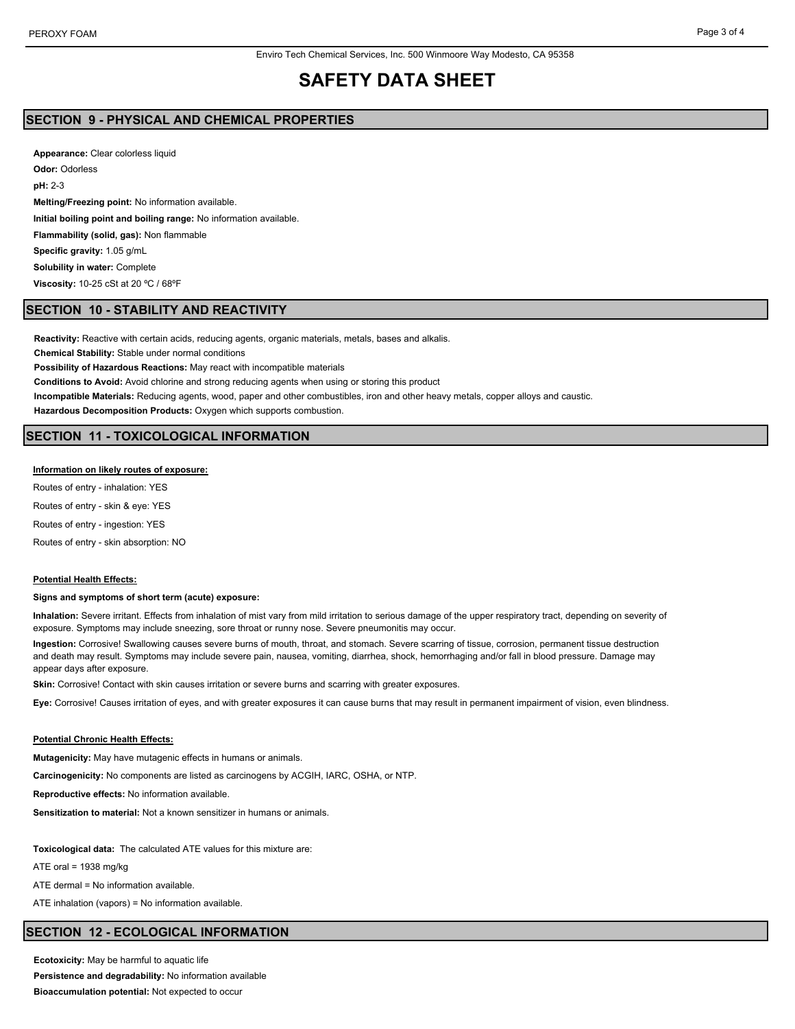Enviro Tech Chemical Services, Inc. 500 Winmoore Way Modesto, CA 95358

# SAFETY DATA SHEET

## SECTION 9 - PHYSICAL AND CHEMICAL PROPERTIES

**Appearance:** Clear colorless liquid

**Odor:** Odorless

**pH:** 2-3

**Melting/Freezing point:** No information available.

**Initial boiling point and boiling range:** No information available.

**Flammability (solid, gas):** Non flammable

**Specific gravity:** 1.05 g/mL

**Solubility in water:** Complete

**Viscosity:** 10-25 cSt at 20 ºC / 68ºF

## SECTION 10 - STABILITY AND REACTIVITY

**Reactivity:** Reactive with certain acids, reducing agents, organic materials, metals, bases and alkalis.

**Chemical Stability:** Stable under normal conditions

**Possibility of Hazardous Reactions:** May react with incompatible materials

**Conditions to Avoid:** Avoid chlorine and strong reducing agents when using or storing this product

**Incompatible Materials:** Reducing agents, wood, paper and other combustibles, iron and other heavy metals, copper alloys and caustic.

**Hazardous Decomposition Products:** Oxygen which supports combustion.

## SECTION 11 - TOXICOLOGICAL INFORMATION

**Information on likely routes of exposure:**

Routes of entry - inhalation: YES

Routes of entry - skin & eye: YES

Routes of entry - ingestion: YES

Routes of entry - skin absorption: NO

**Potential Health Effects:**

**Signs and symptoms of short term (acute) exposure:**

**Inhalation:** Severe irritant. Effects from inhalation of mist vary from mild irritation to serious damage of the upper respiratory tract, depending on severity of exposure. Symptoms may include sneezing, sore throat or runny nose. Severe pneumonitis may occur.

**Ingestion:** Corrosive! Swallowing causes severe burns of mouth, throat, and stomach. Severe scarring of tissue, corrosion, permanent tissue destruction and death may result. Symptoms may include severe pain, nausea, vomiting, diarrhea, shock, hemorrhaging and/or fall in blood pressure. Damage may appear days after exposure.

**Skin:** Corrosive! Contact with skin causes irritation or severe burns and scarring with greater exposures.

**Eye:** Corrosive! Causes irritation of eyes, and with greater exposures it can cause burns that may result in permanent impairment of vision, even blindness.

**Potential Chronic Health Effects:**

**Mutagenicity:** May have mutagenic effects in humans or animals.

**Carcinogenicity:** No components are listed as carcinogens by ACGIH, IARC, OSHA, or NTP.

**Reproductive effects:** No information available.

**Sensitization to material:** Not a known sensitizer in humans or animals.

**Toxicological data:** The calculated ATE values for this mixture are:

ATE oral = 1938 mg/kg

ATE dermal = No information available.

ATE inhalation (vapors) = No information available.

## SECTION 12 - ECOLOGICAL INFORMATION

**Ecotoxicity:** May be harmful to aquatic life

**Persistence and degradability:** No information available

**Bioaccumulation potential:** Not expected to occur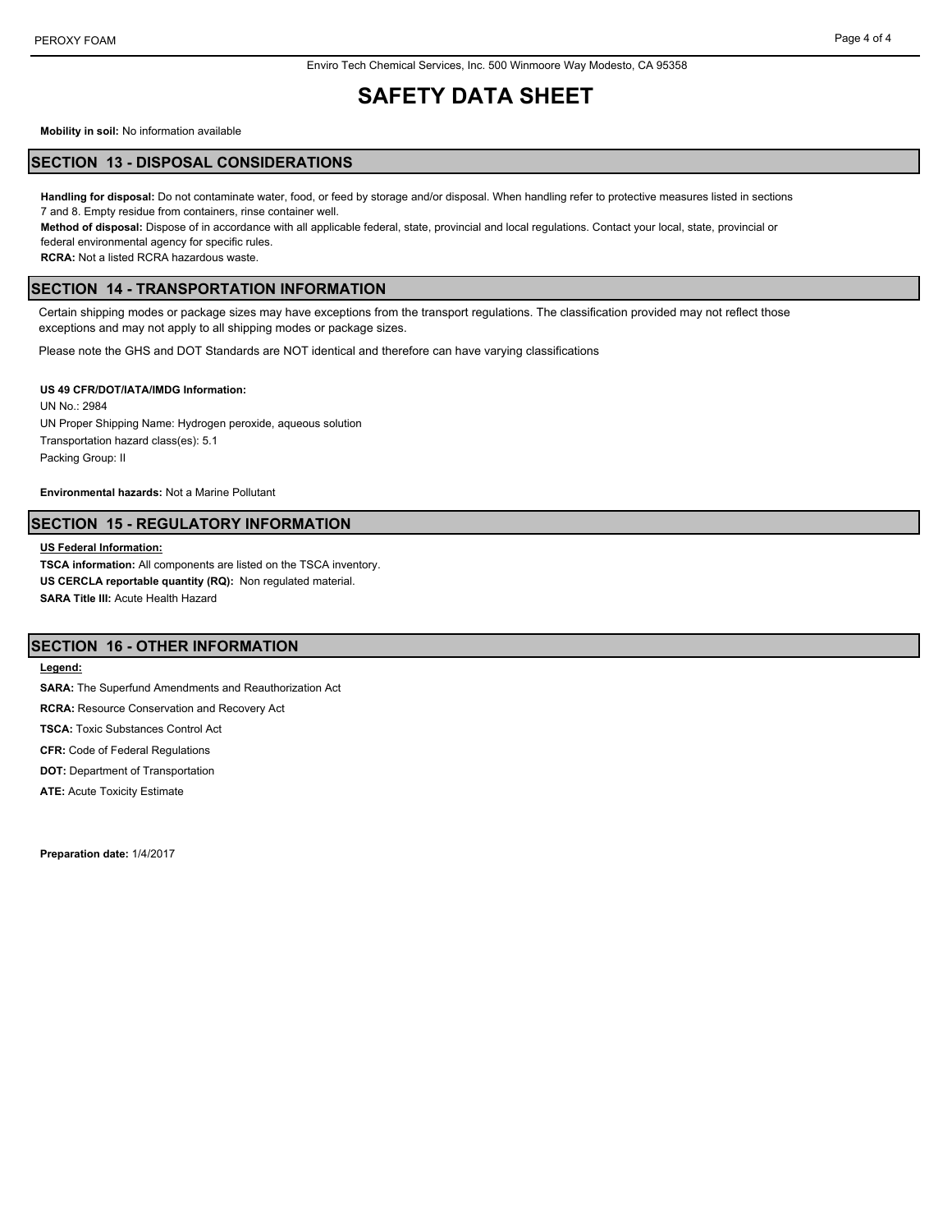**Mobility in soil:** No information available

## SECTION 13 - DISPOSAL CONSIDERATIONS

**Handling for disposal:** Do not contaminate water, food, or feed by storage and/or disposal. When handling refer to protective measures listed in sections 7 and 8. Empty residue from containers, rinse container well.

**Method of disposal:** Dispose of in accordance with all applicable federal, state, provincial and local regulations. Contact your local, state, provincial or federal environmental agency for specific rules.

**RCRA:** Not a listed RCRA hazardous waste.

## SECTION 14 - TRANSPORTATION INFORMATION

Certain shipping modes or package sizes may have exceptions from the transport regulations. The classification provided may not reflect those exceptions and may not apply to all shipping modes or package sizes.

Please note the GHS and DOT Standards are NOT identical and therefore can have varying classifications

**US 49 CFR/DOT/IATA/IMDG Information:**

UN No.: 2984

UN Proper Shipping Name: Hydrogen peroxide, aqueous solution

Transportation hazard class(es): 5.1

Packing Group: II

**Environmental hazards:** Not a Marine Pollutant

## SECTION 15 - REGULATORY INFORMATION

**US Federal Information:**

**TSCA information:** All components are listed on the TSCA inventory.

**US CERCLA reportable quantity (RQ):** Non regulated material.

**SARA Title III:** Acute Health Hazard

## SECTION 16 - OTHER INFORMATION

**Legend:**

**SARA:** The Superfund Amendments and Reauthorization Act

**RCRA:** Resource Conservation and Recovery Act

**TSCA:** Toxic Substances Control Act

**CFR:** Code of Federal Regulations

**DOT:** Department of Transportation

**ATE:** Acute Toxicity Estimate

**Preparation date:** 1/4/2017